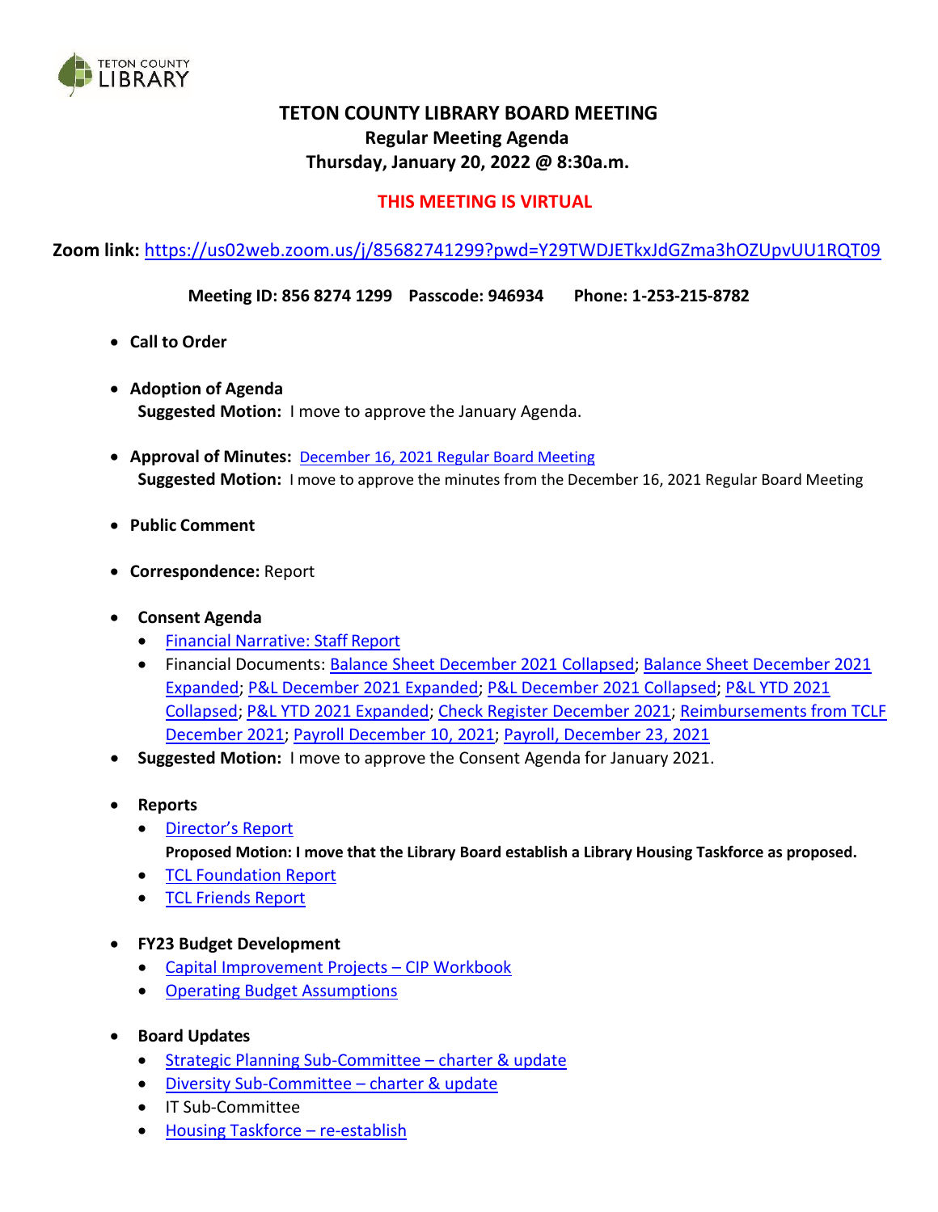# TETON COUNTY LIBRARY BOARD MEETING

## Regular Meeting Agenda

### Thursday, January 20, 2022 @ 8:30a.m.

**THIS MEETING IS VIRTUAL**

**Zoom link:** https://us02web.zoom.us/j/85682741299?pwd=Y29TWDJETkxJdGZma3hOZUpvUU1RQT09

**Meeting ID: 856 8274 1299 Passcode: 946934 Phone: 1-253-215-8782**

- **Call to Order**
- **Adoption of Agenda**
  **Suggested Motion:** I move to approve the January Agenda.
- **Approval of Minutes:** December 16, 2021 Regular Board Meeting
  **Suggested Motion:** I move to approve the minutes from the December 16, 2021 Regular Board Meeting
- **Public Comment**
- **Correspondence:** Report
- **Consent Agenda**
  - Financial Narrative: Staff Report
  - Financial Documents: Balance Sheet December 2021 Collapsed; Balance Sheet December 2021 Expanded; P&L December 2021 Expanded; P&L December 2021 Collapsed; P&L YTD 2021 Collapsed; P&L YTD 2021 Expanded; Check Register December 2021; Reimbursements from TCLF December 2021; Payroll December 10, 2021; Payroll, December 23, 2021
- **Suggested Motion:** I move to approve the Consent Agenda for January 2021.
- **Reports**
  - Director's Report
    **Proposed Motion: I move that the Library Board establish a Library Housing Taskforce as proposed.**
  - TCL Foundation Report
  - TCL Friends Report
- **FY23 Budget Development**
  - Capital Improvement Projects – CIP Workbook
  - Operating Budget Assumptions
- **Board Updates**
  - Strategic Planning Sub-Committee – charter & update
  - Diversity Sub-Committee – charter & update
  - IT Sub-Committee
  - Housing Taskforce – re-establish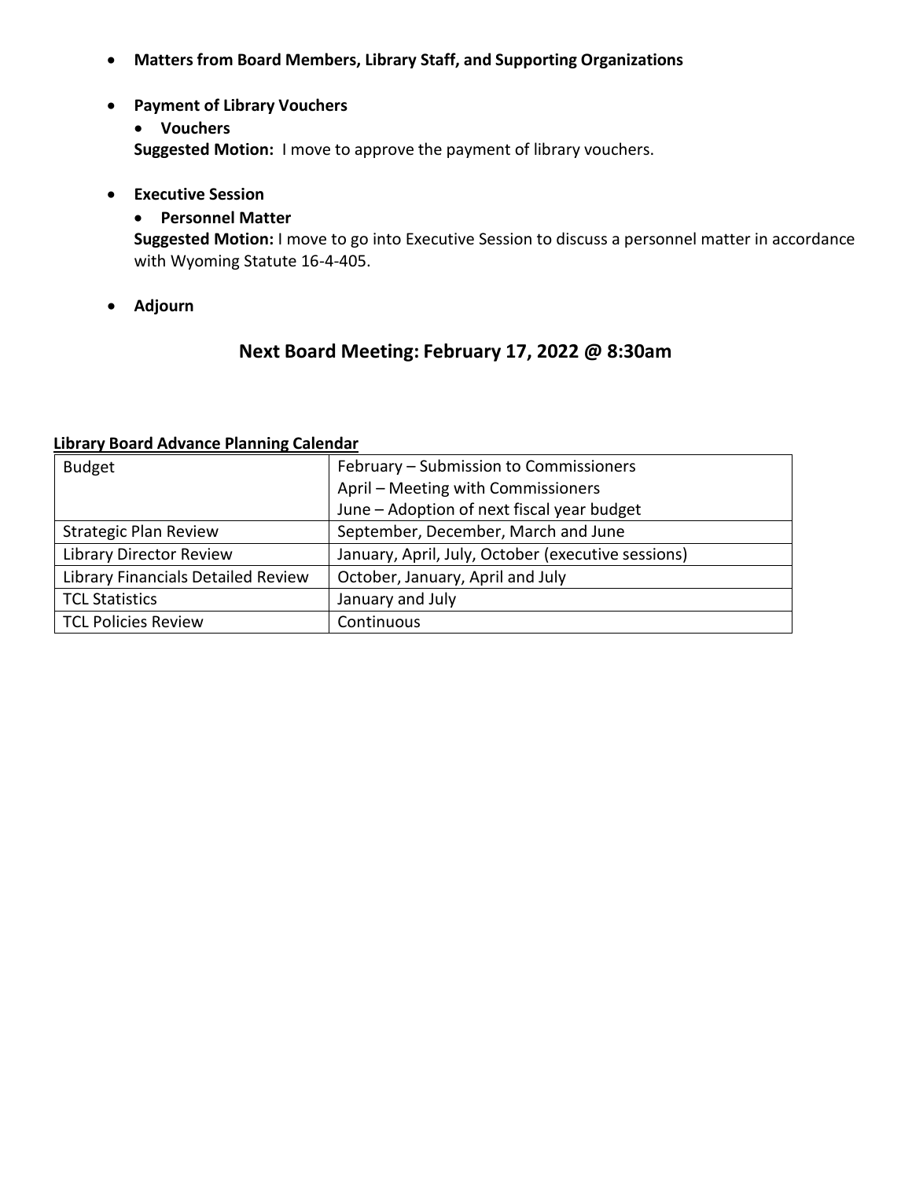- **Matters from Board Members, Library Staff, and Supporting Organizations**

- **Payment of Library Vouchers**
  - **Vouchers**

  **Suggested Motion:** I move to approve the payment of library vouchers.

- **Executive Session**
  - **Personnel Matter**

  **Suggested Motion:** I move to go into Executive Session to discuss a personnel matter in accordance with Wyoming Statute 16-4-405.

- **Adjourn**

## Next Board Meeting: February 17, 2022 @ 8:30am

**Library Board Advance Planning Calendar**

| | |
|---|---|
| Budget | February – Submission to Commissioners<br>April – Meeting with Commissioners<br>June – Adoption of next fiscal year budget |
| Strategic Plan Review | September, December, March and June |
| Library Director Review | January, April, July, October (executive sessions) |
| Library Financials Detailed Review | October, January, April and July |
| TCL Statistics | January and July |
| TCL Policies Review | Continuous |